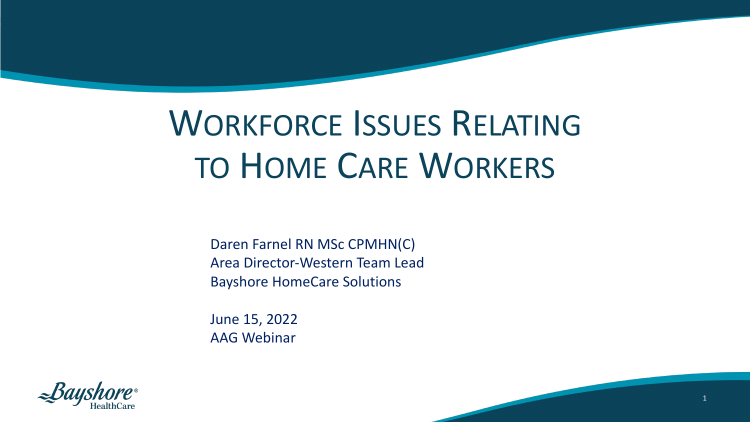# Workforce Issues Relating to Home Care Workers

Daren Farnel RN MSc CPMHN(C)
Area Director-Western Team Lead
Bayshore HomeCare Solutions

June 15, 2022
AAG Webinar

Bayshore HealthCare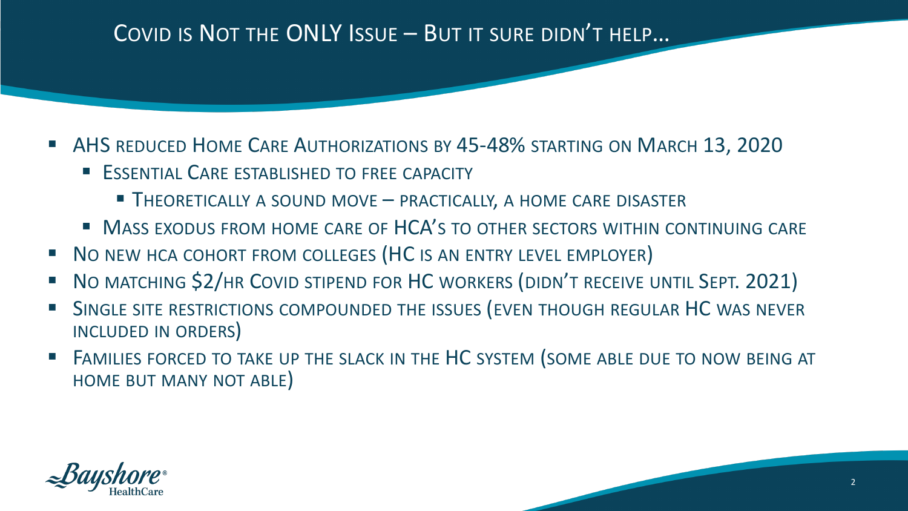# COVID IS NOT THE ONLY ISSUE – BUT IT SURE DIDN'T HELP...

- AHS REDUCED HOME CARE AUTHORIZATIONS BY 45-48% STARTING ON MARCH 13, 2020
  - ESSENTIAL CARE ESTABLISHED TO FREE CAPACITY
    - THEORETICALLY A SOUND MOVE – PRACTICALLY, A HOME CARE DISASTER
  - MASS EXODUS FROM HOME CARE OF HCA'S TO OTHER SECTORS WITHIN CONTINUING CARE
- NO NEW HCA COHORT FROM COLLEGES (HC IS AN ENTRY LEVEL EMPLOYER)
- NO MATCHING $2/HR COVID STIPEND FOR HC WORKERS (DIDN'T RECEIVE UNTIL SEPT. 2021)
- SINGLE SITE RESTRICTIONS COMPOUNDED THE ISSUES (EVEN THOUGH REGULAR HC WAS NEVER INCLUDED IN ORDERS)
- FAMILIES FORCED TO TAKE UP THE SLACK IN THE HC SYSTEM (SOME ABLE DUE TO NOW BEING AT HOME BUT MANY NOT ABLE)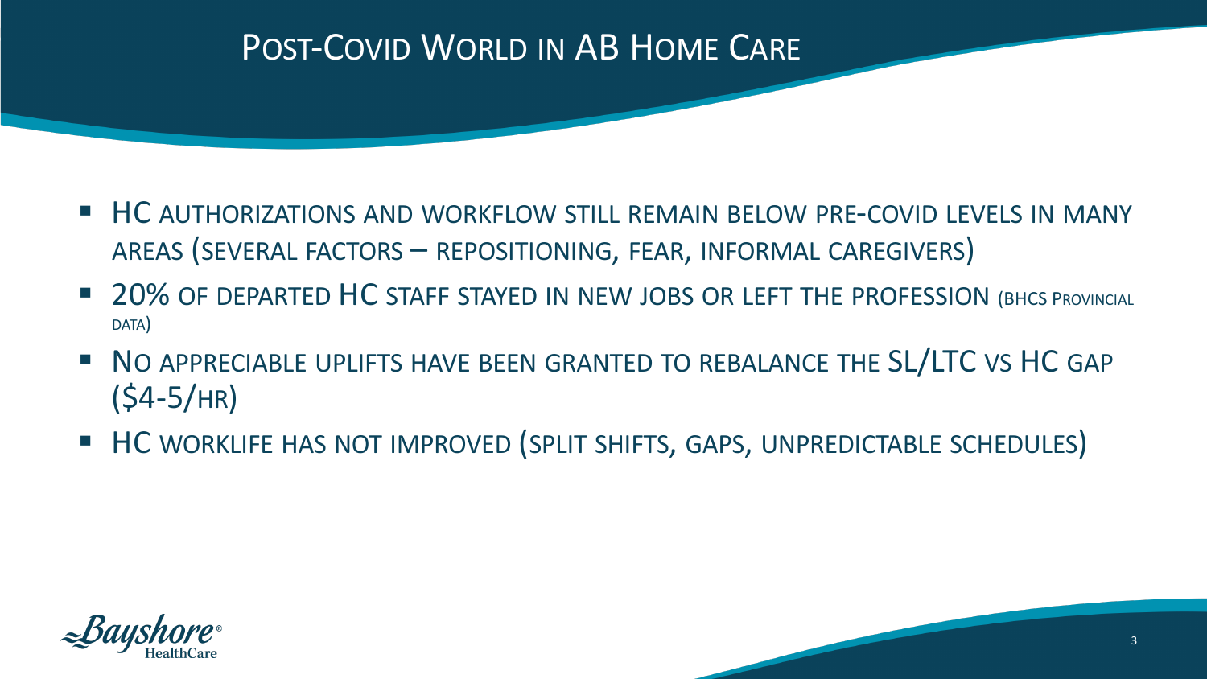# Post-Covid World in AB Home Care

- HC authorizations and workflow still remain below pre-covid levels in many areas (several factors – repositioning, fear, informal caregivers)
- 20% of departed HC staff stayed in new jobs or left the profession (BHCS Provincial data)
- No appreciable uplifts have been granted to rebalance the SL/LTC vs HC gap ($4-5/hr)
- HC worklife has not improved (split shifts, gaps, unpredictable schedules)

Bayshore® HealthCare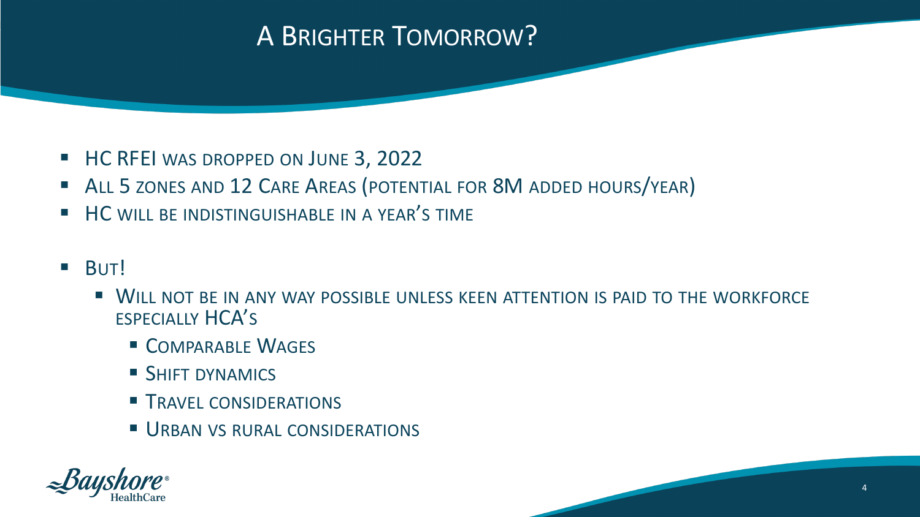# A Brighter Tomorrow?

- HC RFEI was dropped on June 3, 2022
- All 5 zones and 12 Care Areas (potential for 8M added hours/year)
- HC will be indistinguishable in a year's time

- But!
  - Will not be in any way possible unless keen attention is paid to the workforce especially HCA's
    - Comparable Wages
    - Shift dynamics
    - Travel considerations
    - Urban vs rural considerations

Bayshore® HealthCare